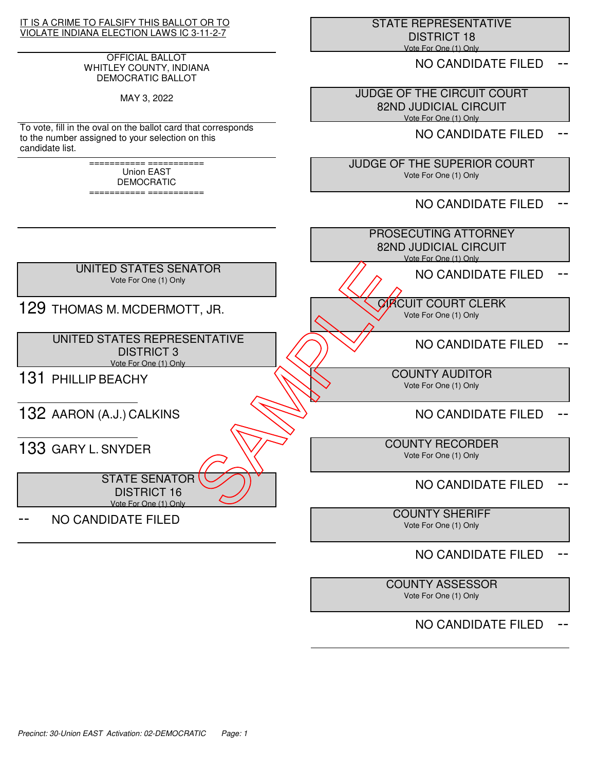IT IS A CRIME TO FALSIFY THIS BALLOT OR TO VIOLATE INDIANA ELECTION LAWS IC 3-11-2-7

OFFICIAL BALLOT
WHITLEY COUNTY, INDIANA
DEMOCRATIC BALLOT

MAY 3, 2022

To vote, fill in the oval on the ballot card that corresponds to the number assigned to your selection on this candidate list.

=========== ===========
Union EAST
DEMOCRATIC
=========== ===========

## UNITED STATES SENATOR
Vote For One (1) Only

129 THOMAS M. MCDERMOTT, JR.

## UNITED STATES REPRESENTATIVE DISTRICT 3
Vote For One (1) Only

131 PHILLIP BEACHY

132 AARON (A.J.) CALKINS

133 GARY L. SNYDER

## STATE SENATOR DISTRICT 16
Vote For One (1) Only

-- NO CANDIDATE FILED

## STATE REPRESENTATIVE DISTRICT 18
Vote For One (1) Only

NO CANDIDATE FILED --

## JUDGE OF THE CIRCUIT COURT 82ND JUDICIAL CIRCUIT
Vote For One (1) Only

NO CANDIDATE FILED --

## JUDGE OF THE SUPERIOR COURT
Vote For One (1) Only

NO CANDIDATE FILED --

## PROSECUTING ATTORNEY 82ND JUDICIAL CIRCUIT
Vote For One (1) Only

NO CANDIDATE FILED --

## CIRCUIT COURT CLERK
Vote For One (1) Only

NO CANDIDATE FILED --

## COUNTY AUDITOR
Vote For One (1) Only

NO CANDIDATE FILED --

## COUNTY RECORDER
Vote For One (1) Only

NO CANDIDATE FILED --

## COUNTY SHERIFF
Vote For One (1) Only

NO CANDIDATE FILED --

## COUNTY ASSESSOR
Vote For One (1) Only

NO CANDIDATE FILED --

SAMPLE

*Precinct: 30-Union EAST Activation: 02-DEMOCRATIC*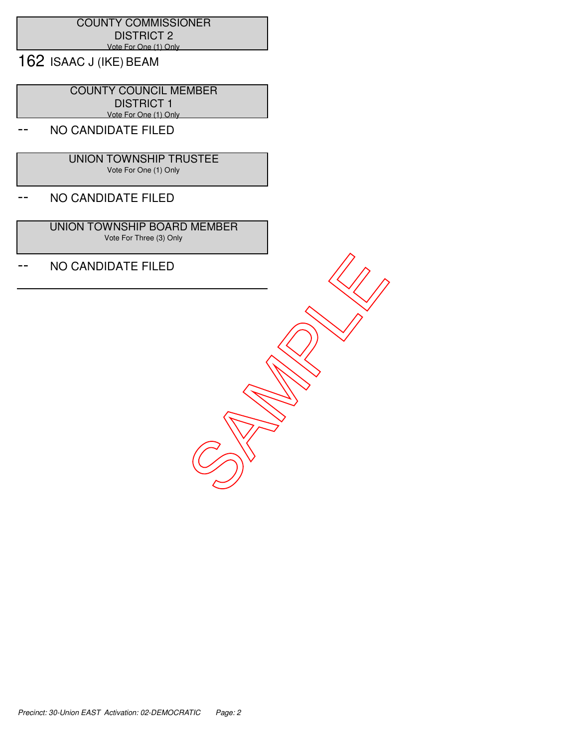## COUNTY COMMISSIONER DISTRICT 2

Vote For One (1) Only

162 ISAAC J (IKE) BEAM

## COUNTY COUNCIL MEMBER DISTRICT 1

Vote For One (1) Only

-- NO CANDIDATE FILED

## UNION TOWNSHIP TRUSTEE

Vote For One (1) Only

-- NO CANDIDATE FILED

## UNION TOWNSHIP BOARD MEMBER

Vote For Three (3) Only

-- NO CANDIDATE FILED

SAMPLE

*Precinct: 30-Union EAST Activation: 02-DEMOCRATIC Page: 2*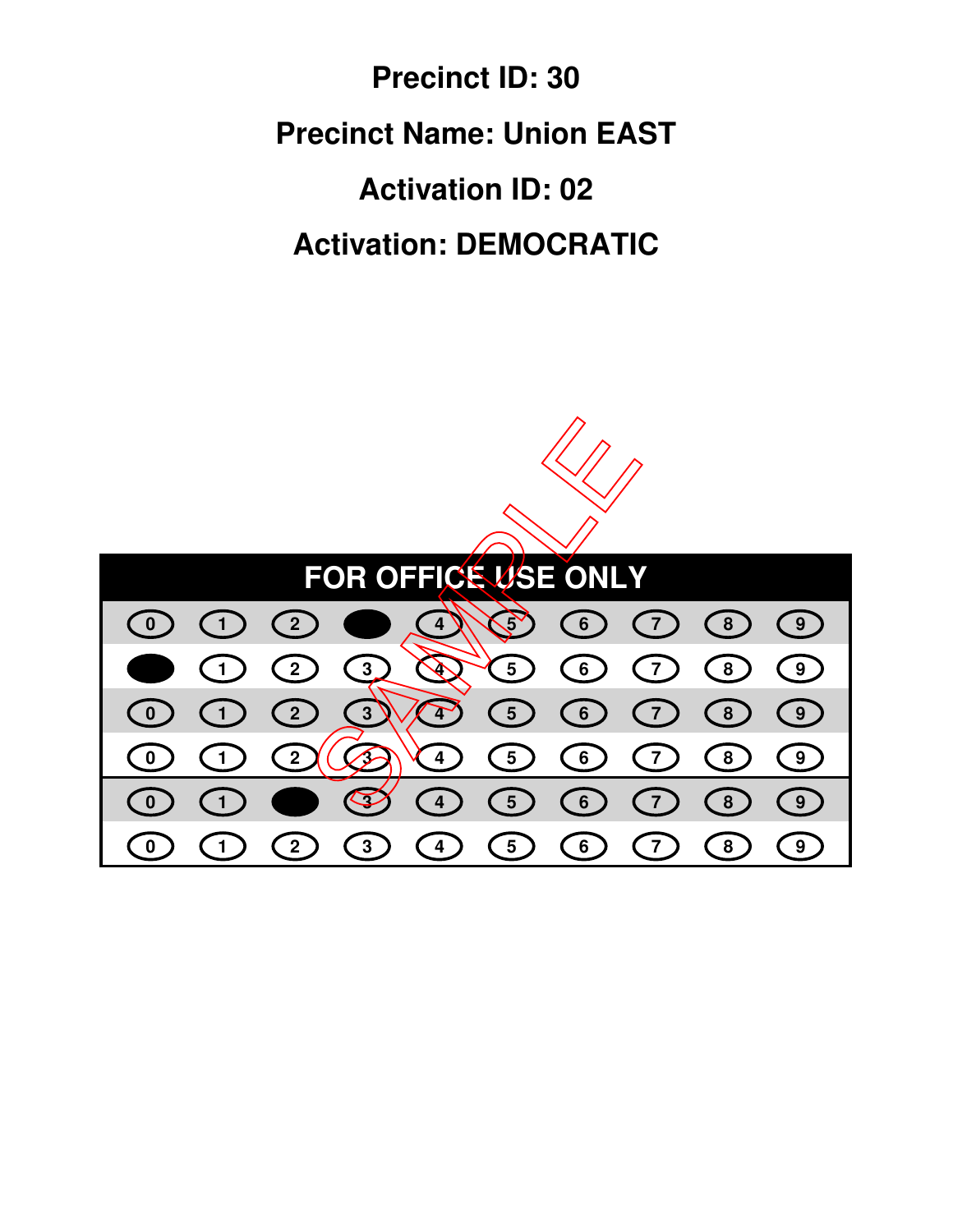**Precinct ID: 30**

**Precinct Name: Union EAST**

**Activation ID: 02**

**Activation: DEMOCRATIC**

SAMPLE

**FOR OFFICE USE ONLY**

| | | | | | | | | | |
|---|---|---|---|---|---|---|---|---|---|
| 0 | 1 | 2 | ● | 4 | 5 | 6 | 7 | 8 | 9 |
| ● | 1 | 2 | 3 | 4 | 5 | 6 | 7 | 8 | 9 |
| 0 | 1 | 2 | 3 | 4 | 5 | 6 | 7 | 8 | 9 |
| 0 | 1 | 2 | 3 | 4 | 5 | 6 | 7 | 8 | 9 |
| 0 | 1 | ● | 3 | 4 | 5 | 6 | 7 | 8 | 9 |
| 0 | 1 | 2 | 3 | 4 | 5 | 6 | 7 | 8 | 9 |